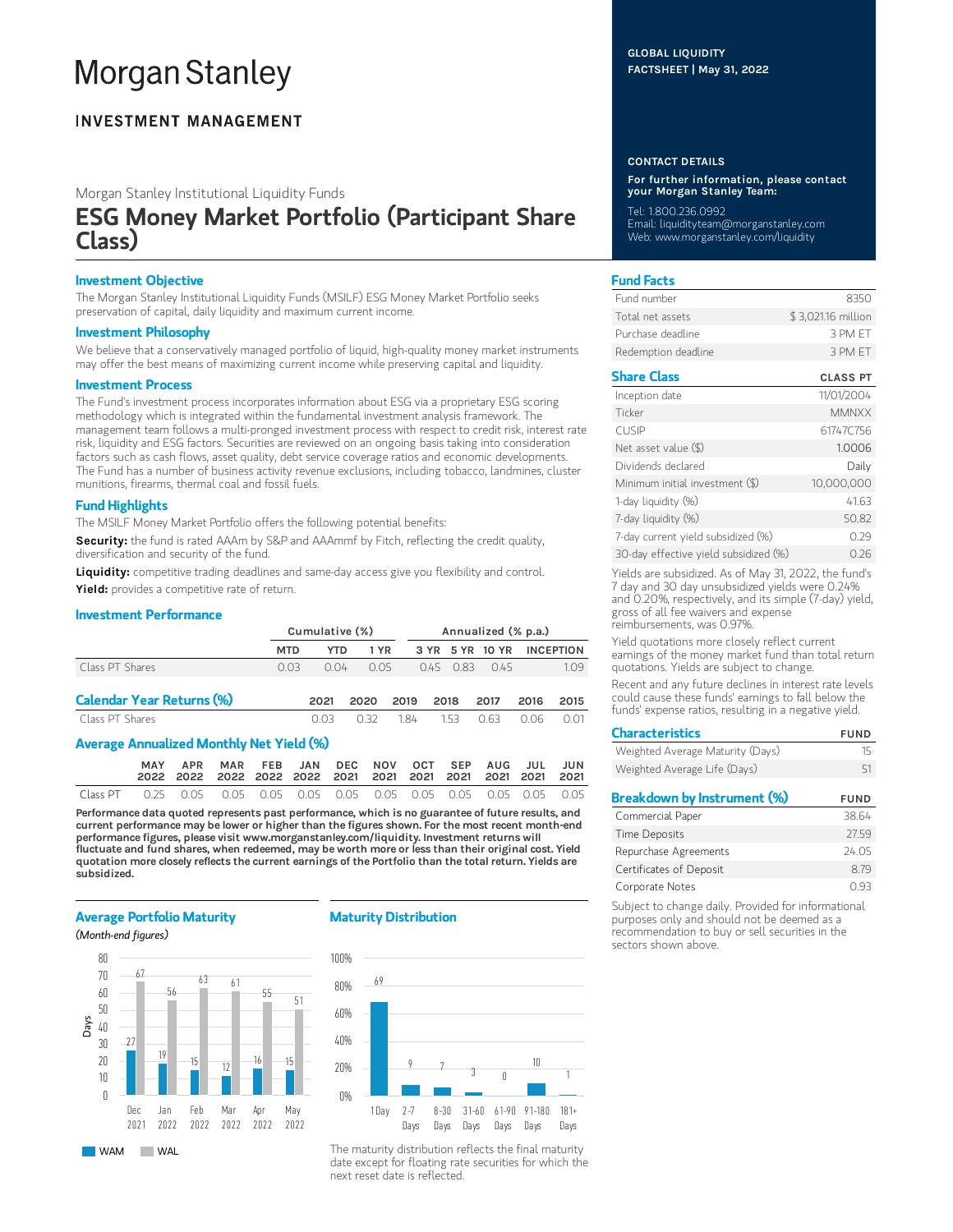# Morgan Stanley

**INVESTMENT MANAGEMENT**

GLOBAL LIQUIDITY
FACTSHEET | May 31, 2022

Morgan Stanley Institutional Liquidity Funds

## ESG Money Market Portfolio (Participant Share Class)

### Investment Objective

The Morgan Stanley Institutional Liquidity Funds (MSILF) ESG Money Market Portfolio seeks preservation of capital, daily liquidity and maximum current income.

### Investment Philosophy

We believe that a conservatively managed portfolio of liquid, high-quality money market instruments may offer the best means of maximizing current income while preserving capital and liquidity.

### Investment Process

The Fund's investment process incorporates information about ESG via a proprietary ESG scoring methodology which is integrated within the fundamental investment analysis framework. The management team follows a multi-pronged investment process with respect to credit risk, interest rate risk, liquidity and ESG factors. Securities are reviewed on an ongoing basis taking into consideration factors such as cash flows, asset quality, debt service coverage ratios and economic developments. The Fund has a number of business activity revenue exclusions, including tobacco, landmines, cluster munitions, firearms, thermal coal and fossil fuels.

### Fund Highlights

The MSILF Money Market Portfolio offers the following potential benefits:

**Security:** the fund is rated AAAm by S&P and AAAmmf by Fitch, reflecting the credit quality, diversification and security of the fund.

**Liquidity:** competitive trading deadlines and same-day access give you flexibility and control.

**Yield:** provides a competitive rate of return.

### Investment Performance

| | Cumulative (%) | | | Annualized (% p.a.) | | | |
|---|---|---|---|---|---|---|---|
| | MTD | YTD | 1 YR | 3 YR | 5 YR | 10 YR | INCEPTION |
| Class PT Shares | 0.03 | 0.04 | 0.05 | 0.45 | 0.83 | 0.45 | 1.09 |

### Calendar Year Returns (%)

| | 2021 | 2020 | 2019 | 2018 | 2017 | 2016 | 2015 |
|---|---|---|---|---|---|---|---|
| Class PT Shares | 0.03 | 0.32 | 1.84 | 1.53 | 0.63 | 0.06 | 0.01 |

### Average Annualized Monthly Net Yield (%)

| | MAY 2022 | APR 2022 | MAR 2022 | FEB 2022 | JAN 2022 | DEC 2021 | NOV 2021 | OCT 2021 | SEP 2021 | AUG 2021 | JUL 2021 | JUN 2021 |
|---|---|---|---|---|---|---|---|---|---|---|---|---|
| Class PT | 0.25 | 0.05 | 0.05 | 0.05 | 0.05 | 0.05 | 0.05 | 0.05 | 0.05 | 0.05 | 0.05 | 0.05 |

**Performance data quoted represents past performance, which is no guarantee of future results, and current performance may be lower or higher than the figures shown. For the most recent month-end performance figures, please visit www.morganstanley.com/liquidity. Investment returns will fluctuate and fund shares, when redeemed, may be worth more or less than their original cost. Yield quotation more closely reflects the current earnings of the Portfolio than the total return. Yields are subsidized.**

### Average Portfolio Maturity

*(Month-end figures)*

| | Dec 2021 | Jan 2022 | Feb 2022 | Mar 2022 | Apr 2022 | May 2022 |
|---|---|---|---|---|---|---|
| WAM (Days) | 27 | 19 | 15 | 12 | 16 | 15 |
| WAL (Days) | 67 | 56 | 63 | 61 | 55 | 51 |

### Maturity Distribution

| 1 Day | 2-7 Days | 8-30 Days | 31-60 Days | 61-90 Days | 91-180 Days | 181+ Days |
|---|---|---|---|---|---|---|
| 69 | 9 | 7 | 3 | 0 | 10 | 1 |

The maturity distribution reflects the final maturity date except for floating rate securities for which the next reset date is reflected.

### CONTACT DETAILS

**For further information, please contact your Morgan Stanley Team:**

Tel: 1.800.236.0992
Email: liquidityteam@morganstanley.com
Web: www.morganstanley.com/liquidity

### Fund Facts

| | |
|---|---|
| Fund number | 8350 |
| Total net assets | $ 3,021.16 million |
| Purchase deadline | 3 PM ET |
| Redemption deadline | 3 PM ET |

### Share Class

| | CLASS PT |
|---|---|
| Inception date | 11/01/2004 |
| Ticker | MMNXX |
| CUSIP | 61747C756 |
| Net asset value ($) | 1.0006 |
| Dividends declared | Daily |
| Minimum initial investment ($) | 10,000,000 |
| 1-day liquidity (%) | 41.63 |
| 7-day liquidity (%) | 50.82 |
| 7-day current yield subsidized (%) | 0.29 |
| 30-day effective yield subsidized (%) | 0.26 |

Yields are subsidized. As of May 31, 2022, the fund's 7 day and 30 day unsubsidized yields were 0.24% and 0.20%, respectively, and its simple (7-day) yield, gross of all fee waivers and expense reimbursements, was 0.97%.

Yield quotations more closely reflect current earnings of the money market fund than total return quotations. Yields are subject to change.

Recent and any future declines in interest rate levels could cause these funds' earnings to fall below the funds' expense ratios, resulting in a negative yield.

### Characteristics

| | FUND |
|---|---|
| Weighted Average Maturity (Days) | 15 |
| Weighted Average Life (Days) | 51 |

### Breakdown by Instrument (%)

| | FUND |
|---|---|
| Commercial Paper | 38.64 |
| Time Deposits | 27.59 |
| Repurchase Agreements | 24.05 |
| Certificates of Deposit | 8.79 |
| Corporate Notes | 0.93 |

Subject to change daily. Provided for informational purposes only and should not be deemed as a recommendation to buy or sell securities in the sectors shown above.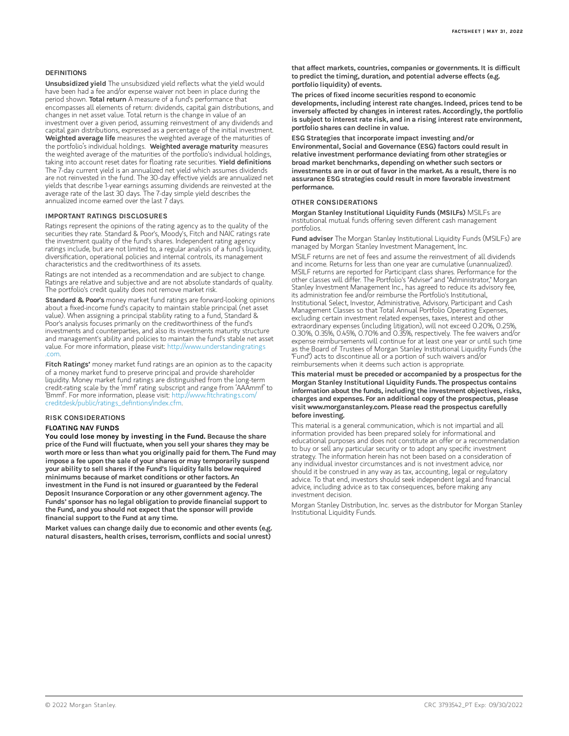## DEFINITIONS

**Unsubsidized yield** The unsubsidized yield reflects what the yield would have been had a fee and/or expense waiver not been in place during the period shown. **Total return** A measure of a fund's performance that encompasses all elements of return: dividends, capital gain distributions, and changes in net asset value. Total return is the change in value of an investment over a given period, assuming reinvestment of any dividends and capital gain distributions, expressed as a percentage of the initial investment. **Weighted average life** measures the weighted average of the maturities of the portfolio's individual holdings. **Weighted average maturity** measures the weighted average of the maturities of the portfolio's individual holdings, taking into account reset dates for floating rate securities. **Yield definitions** The 7-day current yield is an annualized net yield which assumes dividends are not reinvested in the fund. The 30-day effective yields are annualized net yields that describe 1-year earnings assuming dividends are reinvested at the average rate of the last 30 days. The 7-day simple yield describes the annualized income earned over the last 7 days.

## IMPORTANT RATINGS DISCLOSURES

Ratings represent the opinions of the rating agency as to the quality of the securities they rate. Standard & Poor's, Moody's, Fitch and NAIC ratings rate the investment quality of the fund's shares. Independent rating agency ratings include, but are not limited to, a regular analysis of a fund's liquidity, diversification, operational policies and internal controls, its management characteristics and the creditworthiness of its assets.

Ratings are not intended as a recommendation and are subject to change. Ratings are relative and subjective and are not absolute standards of quality. The portfolio's credit quality does not remove market risk.

**Standard & Poor's** money market fund ratings are forward-looking opinions about a fixed-income fund's capacity to maintain stable principal (net asset value). When assigning a principal stability rating to a fund, Standard & Poor's analysis focuses primarily on the creditworthiness of the fund's investments and counterparties, and also its investments maturity structure and management's ability and policies to maintain the fund's stable net asset value. For more information, please visit: http://www.understandingratings.com.

**Fitch Ratings'** money market fund ratings are an opinion as to the capacity of a money market fund to preserve principal and provide shareholder liquidity. Money market fund ratings are distinguished from the long-term credit-rating scale by the 'mmf' rating subscript and range from 'AAAmmf' to 'Bmmf'. For more information, please visit: http://www.fitchratings.com/creditdesk/public/ratings_defintions/index.cfm.

## RISK CONSIDERATIONS

### FLOATING NAV FUNDS

**You could lose money by investing in the Fund.** **Because the share price of the Fund will fluctuate, when you sell your shares they may be worth more or less than what you originally paid for them. The Fund may impose a fee upon the sale of your shares or may temporarily suspend your ability to sell shares if the Fund's liquidity falls below required minimums because of market conditions or other factors. An investment in the Fund is not insured or guaranteed by the Federal Deposit Insurance Corporation or any other government agency. The Funds' sponsor has no legal obligation to provide financial support to the Fund, and you should not expect that the sponsor will provide financial support to the Fund at any time.**

**Market values can change daily due to economic and other events (e.g. natural disasters, health crises, terrorism, conflicts and social unrest) that affect markets, countries, companies or governments. It is difficult to predict the timing, duration, and potential adverse effects (e.g. portfolio liquidity) of events.**

**The prices of fixed income securities respond to economic developments, including interest rate changes. Indeed, prices tend to be inversely affected by changes in interest rates. Accordingly, the portfolio is subject to interest rate risk, and in a rising interest rate environment, portfolio shares can decline in value.**

**ESG Strategies that incorporate impact investing and/or Environmental, Social and Governance (ESG) factors could result in relative investment performance deviating from other strategies or broad market benchmarks, depending on whether such sectors or investments are in or out of favor in the market. As a result, there is no assurance ESG strategies could result in more favorable investment performance.**

## OTHER CONSIDERATIONS

**Morgan Stanley Institutional Liquidity Funds (MSILFs)** MSILFs are institutional mutual funds offering seven different cash management portfolios.

**Fund adviser** The Morgan Stanley Institutional Liquidity Funds (MSILFs) are managed by Morgan Stanley Investment Management, Inc.

MSILF returns are net of fees and assume the reinvestment of all dividends and income. Returns for less than one year are cumulative (unannualized). MSILF returns are reported for Participant class shares. Performance for the other classes will differ. The Portfolio's "Adviser" and "Administrator," Morgan Stanley Investment Management Inc., has agreed to reduce its advisory fee, its administration fee and/or reimburse the Portfolio's Institutional, Institutional Select, Investor, Administrative, Advisory, Participant and Cash Management Classes so that Total Annual Portfolio Operating Expenses, excluding certain investment related expenses, taxes, interest and other extraordinary expenses (including litigation), will not exceed 0.20%, 0.25%, 0.30%, 0.35%, 0.45%, 0.70% and 0.35%, respectively. The fee waivers and/or expense reimbursements will continue for at least one year or until such time as the Board of Trustees of Morgan Stanley Institutional Liquidity Funds (the "Fund") acts to discontinue all or a portion of such waivers and/or reimbursements when it deems such action is appropriate.

**This material must be preceded or accompanied by a prospectus for the Morgan Stanley Institutional Liquidity Funds. The prospectus contains information about the funds, including the investment objectives, risks, charges and expenses. For an additional copy of the prospectus, please visit www.morganstanley.com. Please read the prospectus carefully before investing.**

This material is a general communication, which is not impartial and all information provided has been prepared solely for informational and educational purposes and does not constitute an offer or a recommendation to buy or sell any particular security or to adopt any specific investment strategy. The information herein has not been based on a consideration of any individual investor circumstances and is not investment advice, nor should it be construed in any way as tax, accounting, legal or regulatory advice. To that end, investors should seek independent legal and financial advice, including advice as to tax consequences, before making any investment decision.

Morgan Stanley Distribution, Inc. serves as the distributor for Morgan Stanley Institutional Liquidity Funds.

© 2022 Morgan Stanley. CRC 3793542_PT Exp: 09/30/2022